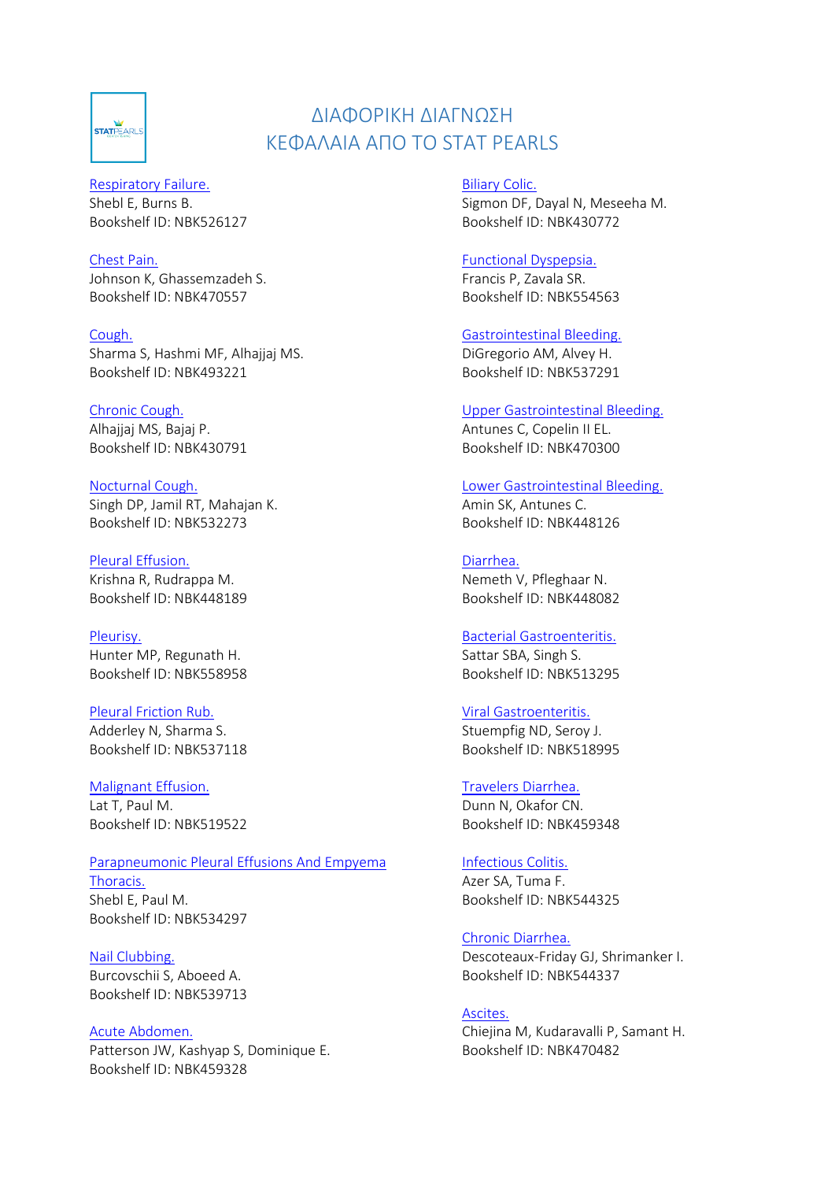# ΔΙΑΦΟΡΙΚΗ ΔΙΑΓΝΩΣΗ
# ΚΕΦΑΛΑΙΑ ΑΠΟ ΤΟ STAT PEARLS

Respiratory Failure.
Shebl E, Burns B.
Bookshelf ID: NBK526127

Chest Pain.
Johnson K, Ghassemzadeh S.
Bookshelf ID: NBK470557

Cough.
Sharma S, Hashmi MF, Alhajjaj MS.
Bookshelf ID: NBK493221

Chronic Cough.
Alhajjaj MS, Bajaj P.
Bookshelf ID: NBK430791

Nocturnal Cough.
Singh DP, Jamil RT, Mahajan K.
Bookshelf ID: NBK532273

Pleural Effusion.
Krishna R, Rudrappa M.
Bookshelf ID: NBK448189

Pleurisy.
Hunter MP, Regunath H.
Bookshelf ID: NBK558958

Pleural Friction Rub.
Adderley N, Sharma S.
Bookshelf ID: NBK537118

Malignant Effusion.
Lat T, Paul M.
Bookshelf ID: NBK519522

Parapneumonic Pleural Effusions And Empyema Thoracis.
Shebl E, Paul M.
Bookshelf ID: NBK534297

Nail Clubbing.
Burcovschii S, Aboeed A.
Bookshelf ID: NBK539713

Acute Abdomen.
Patterson JW, Kashyap S, Dominique E.
Bookshelf ID: NBK459328

Biliary Colic.
Sigmon DF, Dayal N, Meseeha M.
Bookshelf ID: NBK430772

Functional Dyspepsia.
Francis P, Zavala SR.
Bookshelf ID: NBK554563

Gastrointestinal Bleeding.
DiGregorio AM, Alvey H.
Bookshelf ID: NBK537291

Upper Gastrointestinal Bleeding.
Antunes C, Copelin II EL.
Bookshelf ID: NBK470300

Lower Gastrointestinal Bleeding.
Amin SK, Antunes C.
Bookshelf ID: NBK448126

Diarrhea.
Nemeth V, Pfleghaar N.
Bookshelf ID: NBK448082

Bacterial Gastroenteritis.
Sattar SBA, Singh S.
Bookshelf ID: NBK513295

Viral Gastroenteritis.
Stuempfig ND, Seroy J.
Bookshelf ID: NBK518995

Travelers Diarrhea.
Dunn N, Okafor CN.
Bookshelf ID: NBK459348

Infectious Colitis.
Azer SA, Tuma F.
Bookshelf ID: NBK544325

Chronic Diarrhea.
Descoteaux-Friday GJ, Shrimanker I.
Bookshelf ID: NBK544337

Ascites.
Chiejina M, Kudaravalli P, Samant H.
Bookshelf ID: NBK470482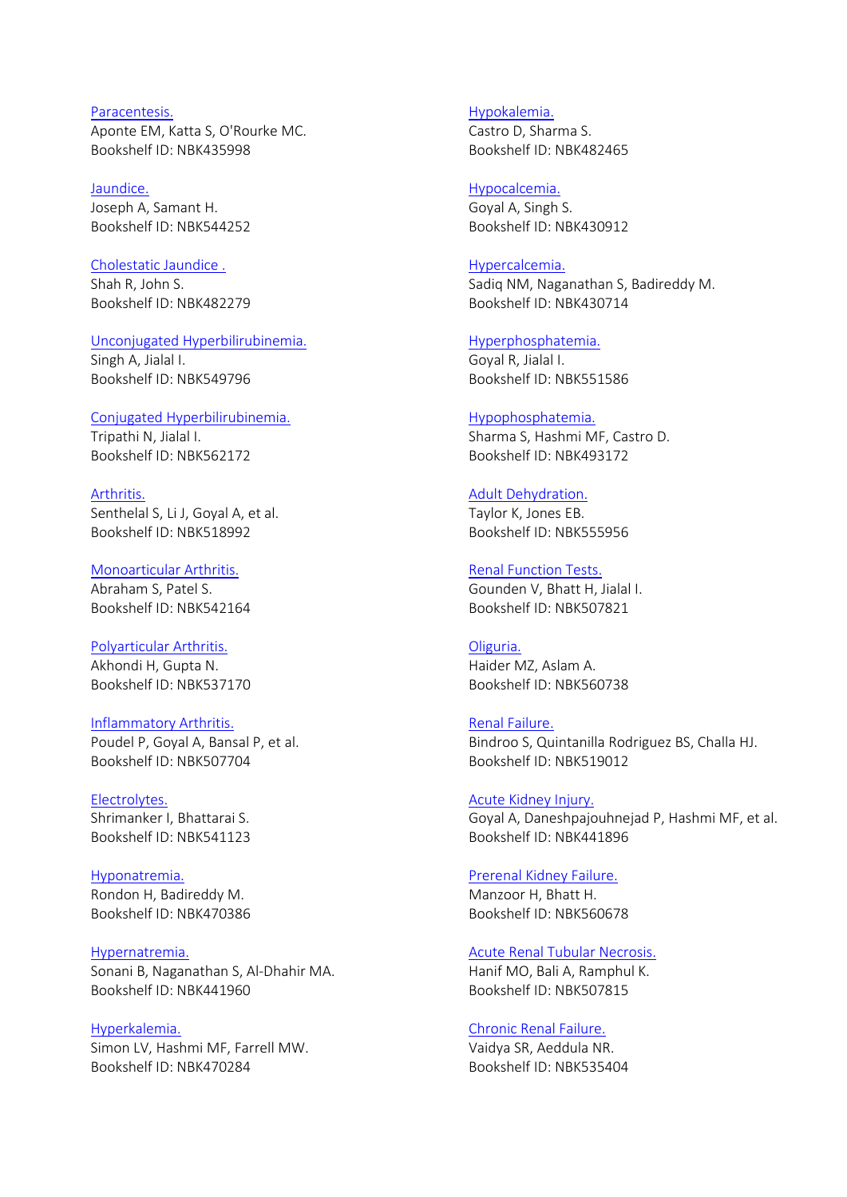[Paracentesis.](#)
Aponte EM, Katta S, O'Rourke MC.
Bookshelf ID: NBK435998

[Jaundice.](#)
Joseph A, Samant H.
Bookshelf ID: NBK544252

[Cholestatic Jaundice .](#)
Shah R, John S.
Bookshelf ID: NBK482279

[Unconjugated Hyperbilirubinemia.](#)
Singh A, Jialal I.
Bookshelf ID: NBK549796

[Conjugated Hyperbilirubinemia.](#)
Tripathi N, Jialal I.
Bookshelf ID: NBK562172

[Arthritis.](#)
Senthelal S, Li J, Goyal A, et al.
Bookshelf ID: NBK518992

[Monoarticular Arthritis.](#)
Abraham S, Patel S.
Bookshelf ID: NBK542164

[Polyarticular Arthritis.](#)
Akhondi H, Gupta N.
Bookshelf ID: NBK537170

[Inflammatory Arthritis.](#)
Poudel P, Goyal A, Bansal P, et al.
Bookshelf ID: NBK507704

[Electrolytes.](#)
Shrimanker I, Bhattarai S.
Bookshelf ID: NBK541123

[Hyponatremia.](#)
Rondon H, Badireddy M.
Bookshelf ID: NBK470386

[Hypernatremia.](#)
Sonani B, Naganathan S, Al-Dhahir MA.
Bookshelf ID: NBK441960

[Hyperkalemia.](#)
Simon LV, Hashmi MF, Farrell MW.
Bookshelf ID: NBK470284

[Hypokalemia.](#)
Castro D, Sharma S.
Bookshelf ID: NBK482465

[Hypocalcemia.](#)
Goyal A, Singh S.
Bookshelf ID: NBK430912

[Hypercalcemia.](#)
Sadiq NM, Naganathan S, Badireddy M.
Bookshelf ID: NBK430714

[Hyperphosphatemia.](#)
Goyal R, Jialal I.
Bookshelf ID: NBK551586

[Hypophosphatemia.](#)
Sharma S, Hashmi MF, Castro D.
Bookshelf ID: NBK493172

[Adult Dehydration.](#)
Taylor K, Jones EB.
Bookshelf ID: NBK555956

[Renal Function Tests.](#)
Gounden V, Bhatt H, Jialal I.
Bookshelf ID: NBK507821

[Oliguria.](#)
Haider MZ, Aslam A.
Bookshelf ID: NBK560738

[Renal Failure.](#)
Bindroo S, Quintanilla Rodriguez BS, Challa HJ.
Bookshelf ID: NBK519012

[Acute Kidney Injury.](#)
Goyal A, Daneshpajouhnejad P, Hashmi MF, et al.
Bookshelf ID: NBK441896

[Prerenal Kidney Failure.](#)
Manzoor H, Bhatt H.
Bookshelf ID: NBK560678

[Acute Renal Tubular Necrosis.](#)
Hanif MO, Bali A, Ramphul K.
Bookshelf ID: NBK507815

[Chronic Renal Failure.](#)
Vaidya SR, Aeddula NR.
Bookshelf ID: NBK535404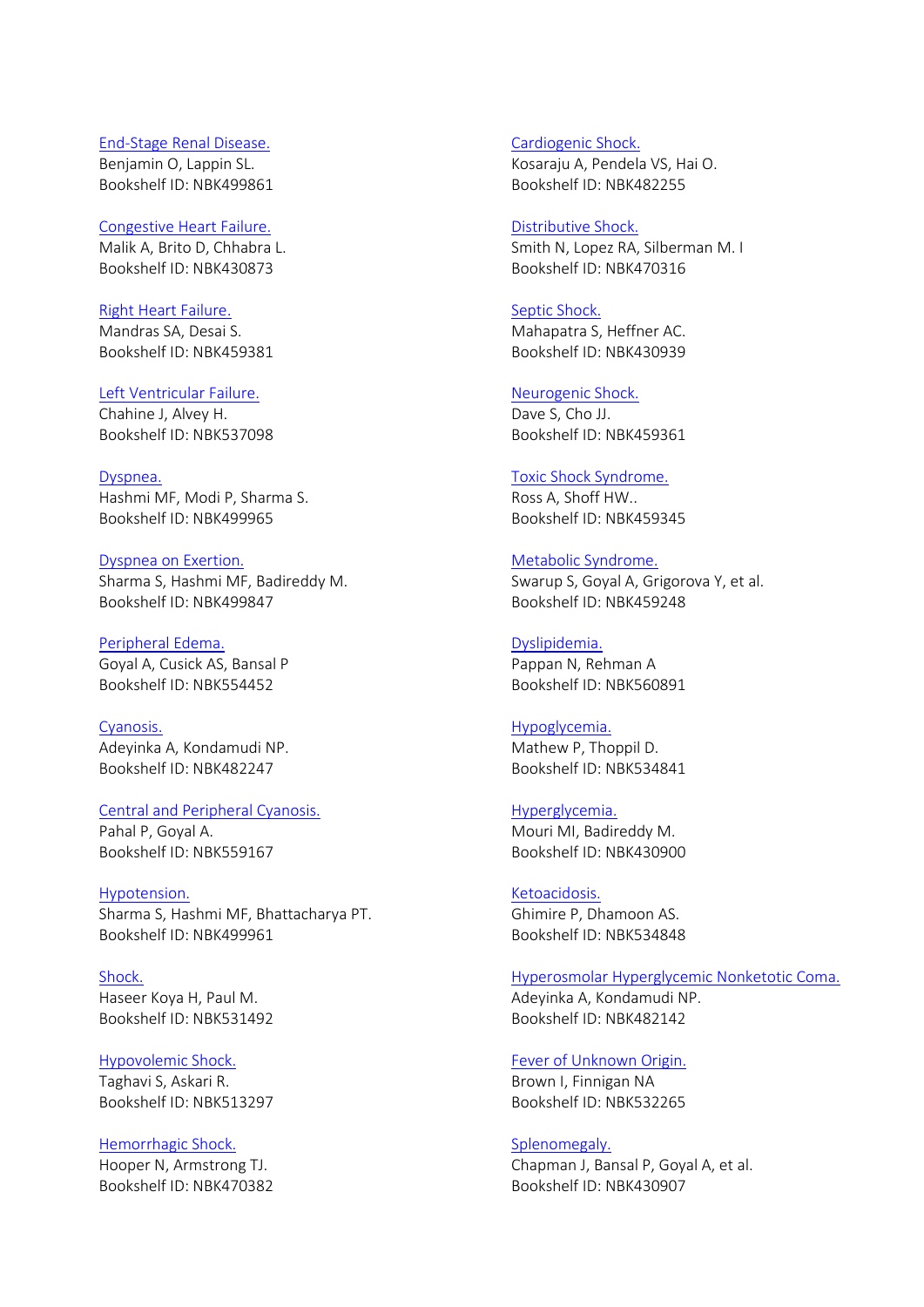[End-Stage Renal Disease.](#)
Benjamin O, Lappin SL.
Bookshelf ID: NBK499861

[Congestive Heart Failure.](#)
Malik A, Brito D, Chhabra L.
Bookshelf ID: NBK430873

[Right Heart Failure.](#)
Mandras SA, Desai S.
Bookshelf ID: NBK459381

[Left Ventricular Failure.](#)
Chahine J, Alvey H.
Bookshelf ID: NBK537098

[Dyspnea.](#)
Hashmi MF, Modi P, Sharma S.
Bookshelf ID: NBK499965

[Dyspnea on Exertion.](#)
Sharma S, Hashmi MF, Badireddy M.
Bookshelf ID: NBK499847

[Peripheral Edema.](#)
Goyal A, Cusick AS, Bansal P
Bookshelf ID: NBK554452

[Cyanosis.](#)
Adeyinka A, Kondamudi NP.
Bookshelf ID: NBK482247

[Central and Peripheral Cyanosis.](#)
Pahal P, Goyal A.
Bookshelf ID: NBK559167

[Hypotension.](#)
Sharma S, Hashmi MF, Bhattacharya PT.
Bookshelf ID: NBK499961

[Shock.](#)
Haseer Koya H, Paul M.
Bookshelf ID: NBK531492

[Hypovolemic Shock.](#)
Taghavi S, Askari R.
Bookshelf ID: NBK513297

[Hemorrhagic Shock.](#)
Hooper N, Armstrong TJ.
Bookshelf ID: NBK470382

[Cardiogenic Shock.](#)
Kosaraju A, Pendela VS, Hai O.
Bookshelf ID: NBK482255

[Distributive Shock.](#)
Smith N, Lopez RA, Silberman M. I
Bookshelf ID: NBK470316

[Septic Shock.](#)
Mahapatra S, Heffner AC.
Bookshelf ID: NBK430939

[Neurogenic Shock.](#)
Dave S, Cho JJ.
Bookshelf ID: NBK459361

[Toxic Shock Syndrome.](#)
Ross A, Shoff HW..
Bookshelf ID: NBK459345

[Metabolic Syndrome.](#)
Swarup S, Goyal A, Grigorova Y, et al.
Bookshelf ID: NBK459248

[Dyslipidemia.](#)
Pappan N, Rehman A
Bookshelf ID: NBK560891

[Hypoglycemia.](#)
Mathew P, Thoppil D.
Bookshelf ID: NBK534841

[Hyperglycemia.](#)
Mouri MI, Badireddy M.
Bookshelf ID: NBK430900

[Ketoacidosis.](#)
Ghimire P, Dhamoon AS.
Bookshelf ID: NBK534848

[Hyperosmolar Hyperglycemic Nonketotic Coma.](#)
Adeyinka A, Kondamudi NP.
Bookshelf ID: NBK482142

[Fever of Unknown Origin.](#)
Brown I, Finnigan NA
Bookshelf ID: NBK532265

[Splenomegaly.](#)
Chapman J, Bansal P, Goyal A, et al.
Bookshelf ID: NBK430907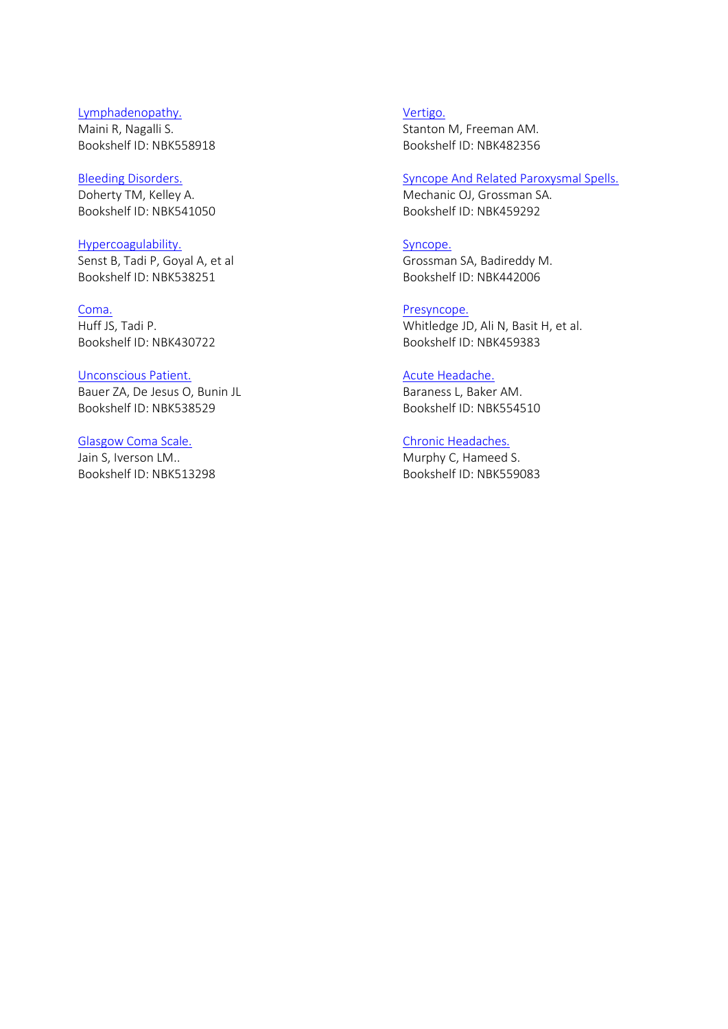[Lymphadenopathy.]
Maini R, Nagalli S.
Bookshelf ID: NBK558918

[Bleeding Disorders.]
Doherty TM, Kelley A.
Bookshelf ID: NBK541050

[Hypercoagulability.]
Senst B, Tadi P, Goyal A, et al
Bookshelf ID: NBK538251

[Coma.]
Huff JS, Tadi P.
Bookshelf ID: NBK430722

[Unconscious Patient.]
Bauer ZA, De Jesus O, Bunin JL
Bookshelf ID: NBK538529

[Glasgow Coma Scale.]
Jain S, Iverson LM..
Bookshelf ID: NBK513298

[Vertigo.]
Stanton M, Freeman AM.
Bookshelf ID: NBK482356

[Syncope And Related Paroxysmal Spells.]
Mechanic OJ, Grossman SA.
Bookshelf ID: NBK459292

[Syncope.]
Grossman SA, Badireddy M.
Bookshelf ID: NBK442006

[Presyncope.]
Whitledge JD, Ali N, Basit H, et al.
Bookshelf ID: NBK459383

[Acute Headache.]
Baraness L, Baker AM.
Bookshelf ID: NBK554510

[Chronic Headaches.]
Murphy C, Hameed S.
Bookshelf ID: NBK559083